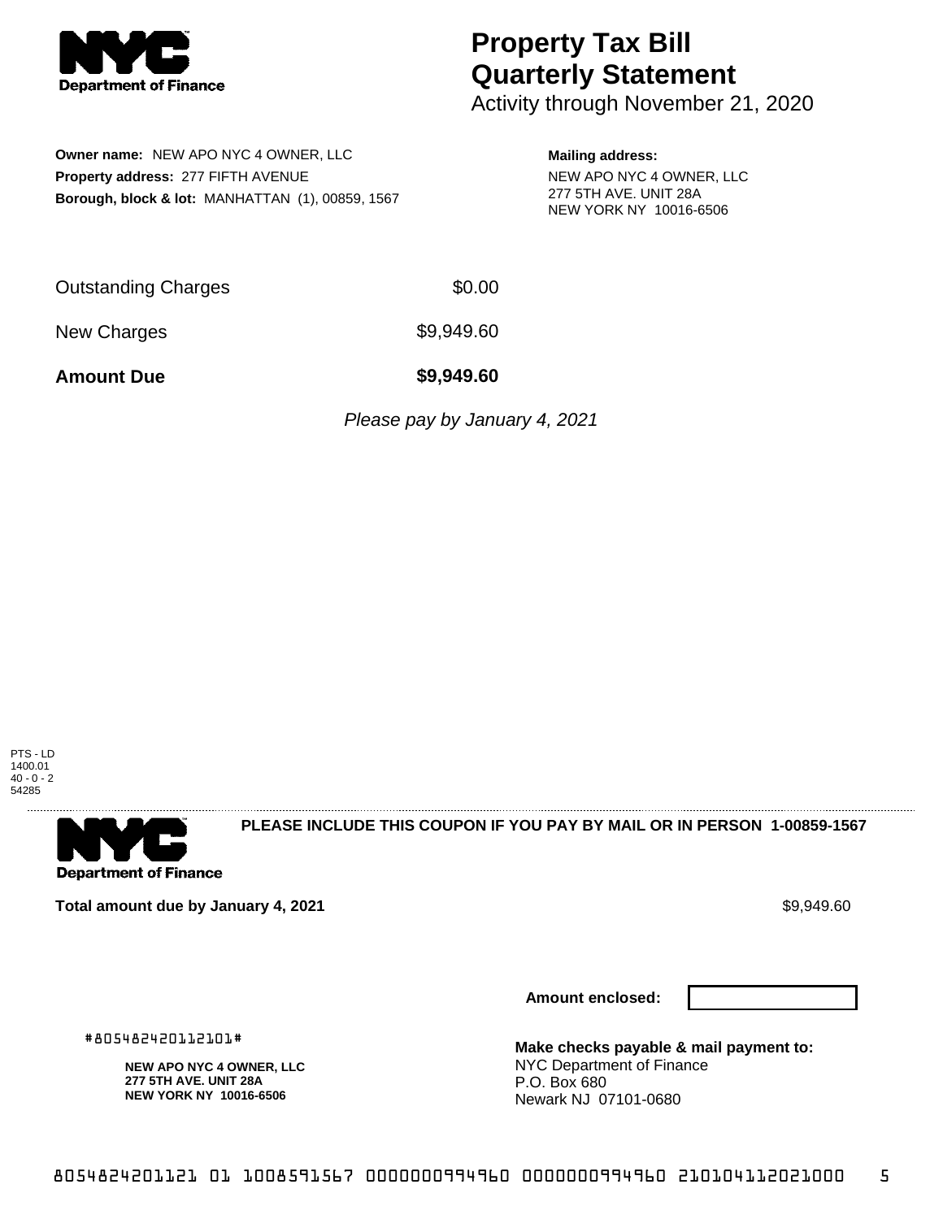Department of Finance

# Property Tax Bill Quarterly Statement

Activity through November 21, 2020

**Owner name:** NEW APO NYC 4 OWNER, LLC
**Property address:** 277 FIFTH AVENUE
**Borough, block & lot:** MANHATTAN (1), 00859, 1567

**Mailing address:**
NEW APO NYC 4 OWNER, LLC
277 5TH AVE. UNIT 28A
NEW YORK NY 10016-6506

| | |
|---|---|
| Outstanding Charges | $0.00 |
| New Charges | $9,949.60 |
| **Amount Due** | **$9,949.60** |

*Please pay by January 4, 2021*

PTS - LD
1400.01
40 - 0 - 2
54285

Department of Finance

**PLEASE INCLUDE THIS COUPON IF YOU PAY BY MAIL OR IN PERSON 1-00859-1567**

**Total amount due by January 4, 2021** $9,949.60

**Amount enclosed:**

#805482420112101#

**NEW APO NYC 4 OWNER, LLC**
**277 5TH AVE. UNIT 28A**
**NEW YORK NY 10016-6506**

**Make checks payable & mail payment to:**
NYC Department of Finance
P.O. Box 680
Newark NJ 07101-0680

805482420112101 1008591567 0000000994960 0000000994960 210104112021000 5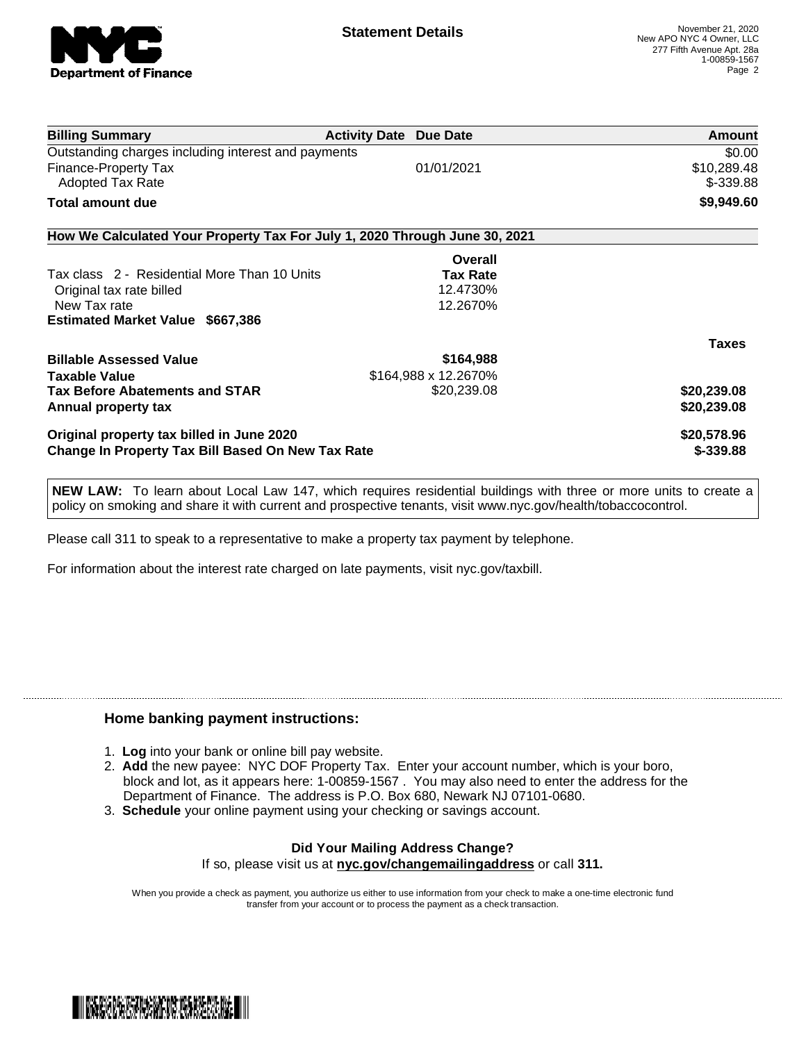**Statement Details**

November 21, 2020
New APO NYC 4 Owner, LLC
277 Fifth Avenue Apt. 28a
1-00859-1567

| Billing Summary | Activity Date | Due Date | Amount |
|---|---|---|---|
| Outstanding charges including interest and payments | | | $0.00 |
| Finance-Property Tax | | 01/01/2021 | $10,289.48 |
| Adopted Tax Rate | | | $-339.88 |
| **Total amount due** | | | **$9,949.60** |

## How We Calculated Your Property Tax For July 1, 2020 Through June 30, 2021

| | Overall Tax Rate | |
|---|---|---|
| Tax class 2 - Residential More Than 10 Units | | |
| Original tax rate billed | 12.4730% | |
| New Tax rate | 12.2670% | |
| **Estimated Market Value $667,386** | | |

| | | Taxes |
|---|---|---|
| **Billable Assessed Value** | **$164,988** | |
| **Taxable Value** | $164,988 x 12.2670% | |
| **Tax Before Abatements and STAR** | $20,239.08 | **$20,239.08** |
| **Annual property tax** | | **$20,239.08** |
| **Original property tax billed in June 2020** | | **$20,578.96** |
| **Change In Property Tax Bill Based On New Tax Rate** | | **$-339.88** |

**NEW LAW:** To learn about Local Law 147, which requires residential buildings with three or more units to create a policy on smoking and share it with current and prospective tenants, visit www.nyc.gov/health/tobaccocontrol.

Please call 311 to speak to a representative to make a property tax payment by telephone.

For information about the interest rate charged on late payments, visit nyc.gov/taxbill.

### Home banking payment instructions:

1. **Log** into your bank or online bill pay website.
2. **Add** the new payee: NYC DOF Property Tax. Enter your account number, which is your boro, block and lot, as it appears here: 1-00859-1567 . You may also need to enter the address for the Department of Finance. The address is P.O. Box 680, Newark NJ 07101-0680.
3. **Schedule** your online payment using your checking or savings account.

**Did Your Mailing Address Change?**
If so, please visit us at **nyc.gov/changemailingaddress** or call **311.**

When you provide a check as payment, you authorize us either to use information from your check to make a one-time electronic fund transfer from your account or to process the payment as a check transaction.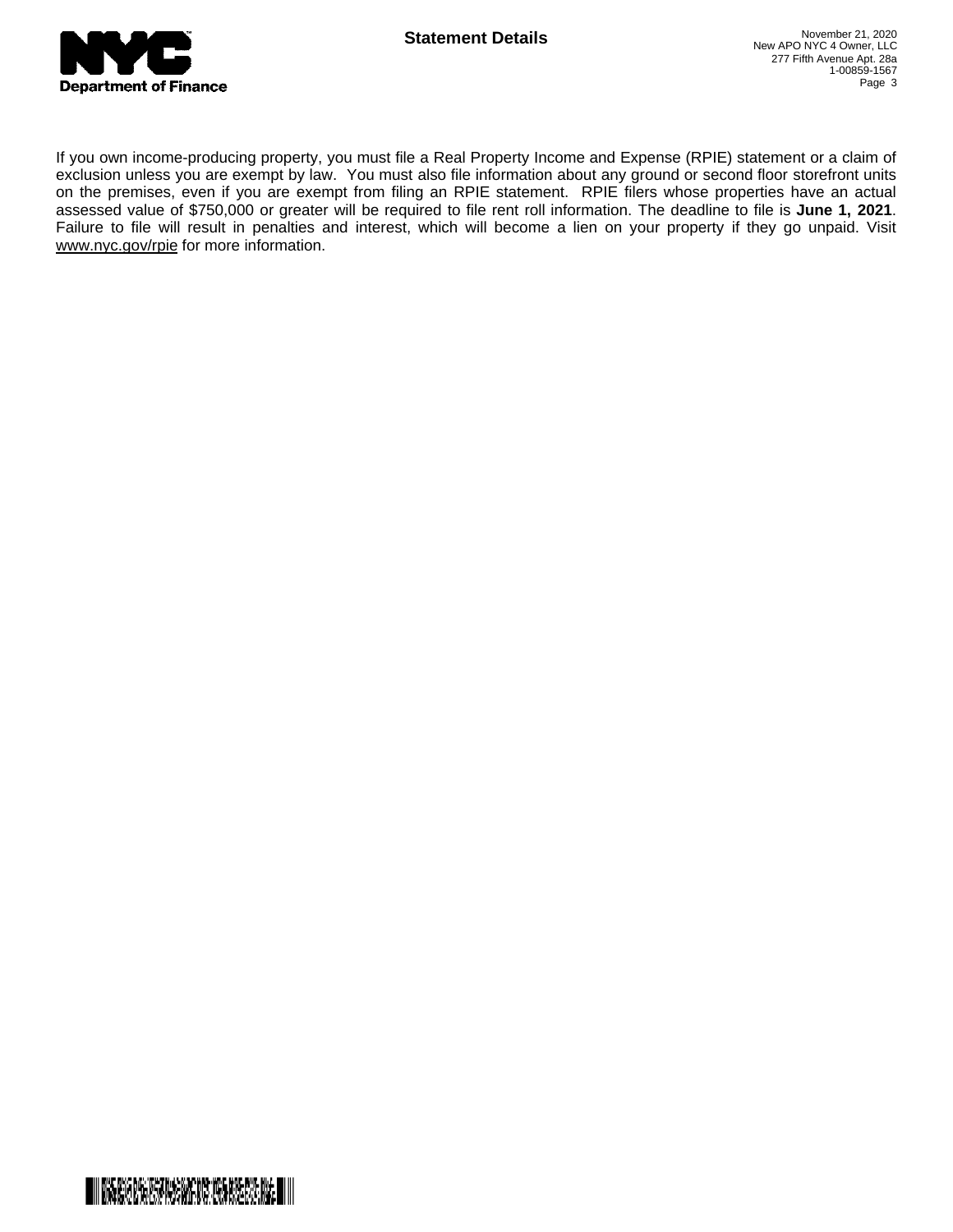If you own income-producing property, you must file a Real Property Income and Expense (RPIE) statement or a claim of exclusion unless you are exempt by law. You must also file information about any ground or second floor storefront units on the premises, even if you are exempt from filing an RPIE statement. RPIE filers whose properties have an actual assessed value of $750,000 or greater will be required to file rent roll information. The deadline to file is **June 1, 2021**. Failure to file will result in penalties and interest, which will become a lien on your property if they go unpaid. Visit www.nyc.gov/rpie for more information.